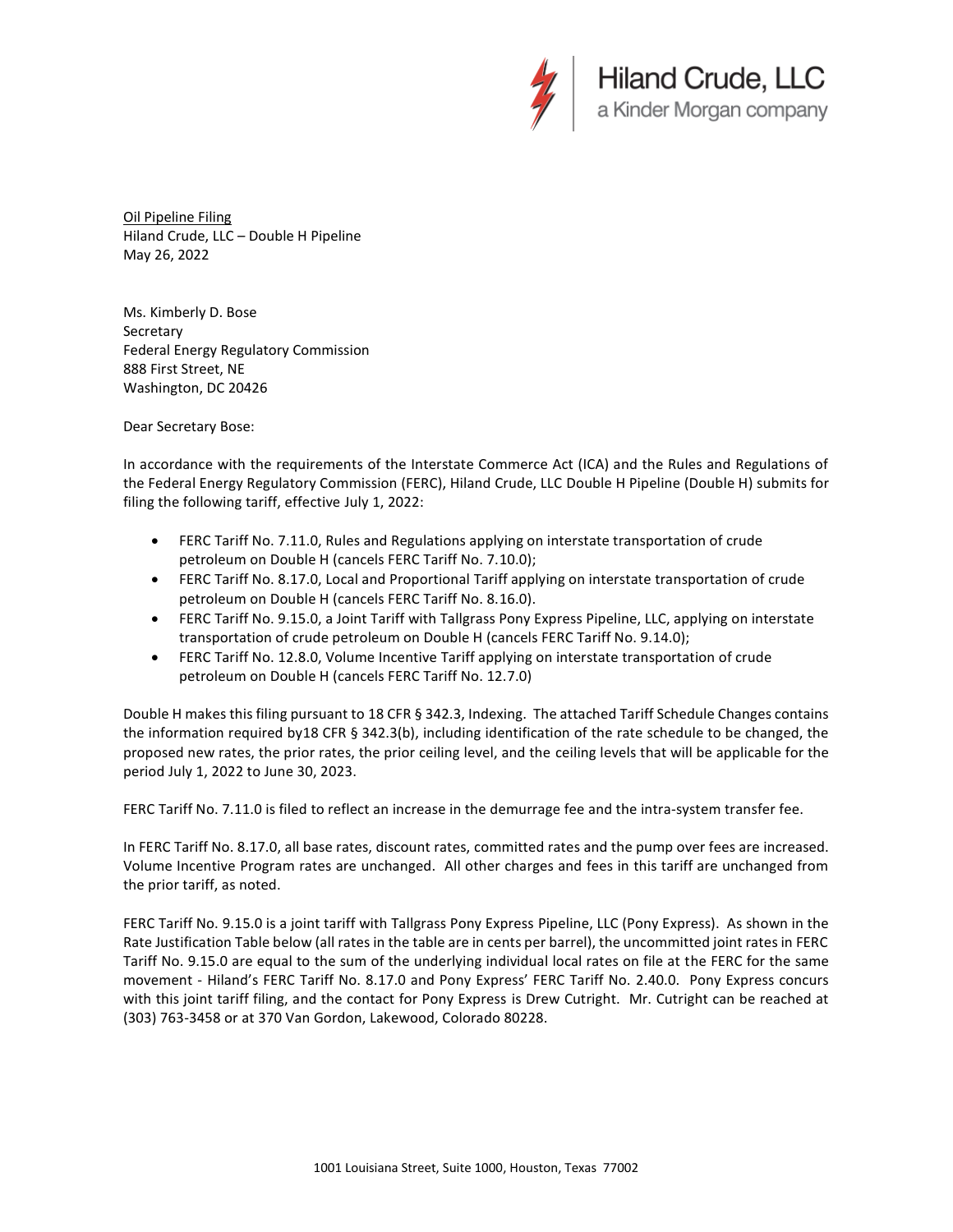Hiland Crude, LLC
a Kinder Morgan company

Oil Pipeline Filing
Hiland Crude, LLC – Double H Pipeline
May 26, 2022

Ms. Kimberly D. Bose
Secretary
Federal Energy Regulatory Commission
888 First Street, NE
Washington, DC 20426

Dear Secretary Bose:

In accordance with the requirements of the Interstate Commerce Act (ICA) and the Rules and Regulations of the Federal Energy Regulatory Commission (FERC), Hiland Crude, LLC Double H Pipeline (Double H) submits for filing the following tariff, effective July 1, 2022:

- FERC Tariff No. 7.11.0, Rules and Regulations applying on interstate transportation of crude petroleum on Double H (cancels FERC Tariff No. 7.10.0);
- FERC Tariff No. 8.17.0, Local and Proportional Tariff applying on interstate transportation of crude petroleum on Double H (cancels FERC Tariff No. 8.16.0).
- FERC Tariff No. 9.15.0, a Joint Tariff with Tallgrass Pony Express Pipeline, LLC, applying on interstate transportation of crude petroleum on Double H (cancels FERC Tariff No. 9.14.0);
- FERC Tariff No. 12.8.0, Volume Incentive Tariff applying on interstate transportation of crude petroleum on Double H (cancels FERC Tariff No. 12.7.0)

Double H makes this filing pursuant to 18 CFR § 342.3, Indexing. The attached Tariff Schedule Changes contains the information required by18 CFR § 342.3(b), including identification of the rate schedule to be changed, the proposed new rates, the prior rates, the prior ceiling level, and the ceiling levels that will be applicable for the period July 1, 2022 to June 30, 2023.

FERC Tariff No. 7.11.0 is filed to reflect an increase in the demurrage fee and the intra-system transfer fee.

In FERC Tariff No. 8.17.0, all base rates, discount rates, committed rates and the pump over fees are increased. Volume Incentive Program rates are unchanged. All other charges and fees in this tariff are unchanged from the prior tariff, as noted.

FERC Tariff No. 9.15.0 is a joint tariff with Tallgrass Pony Express Pipeline, LLC (Pony Express). As shown in the Rate Justification Table below (all rates in the table are in cents per barrel), the uncommitted joint rates in FERC Tariff No. 9.15.0 are equal to the sum of the underlying individual local rates on file at the FERC for the same movement - Hiland's FERC Tariff No. 8.17.0 and Pony Express' FERC Tariff No. 2.40.0. Pony Express concurs with this joint tariff filing, and the contact for Pony Express is Drew Cutright. Mr. Cutright can be reached at (303) 763-3458 or at 370 Van Gordon, Lakewood, Colorado 80228.

1001 Louisiana Street, Suite 1000, Houston, Texas 77002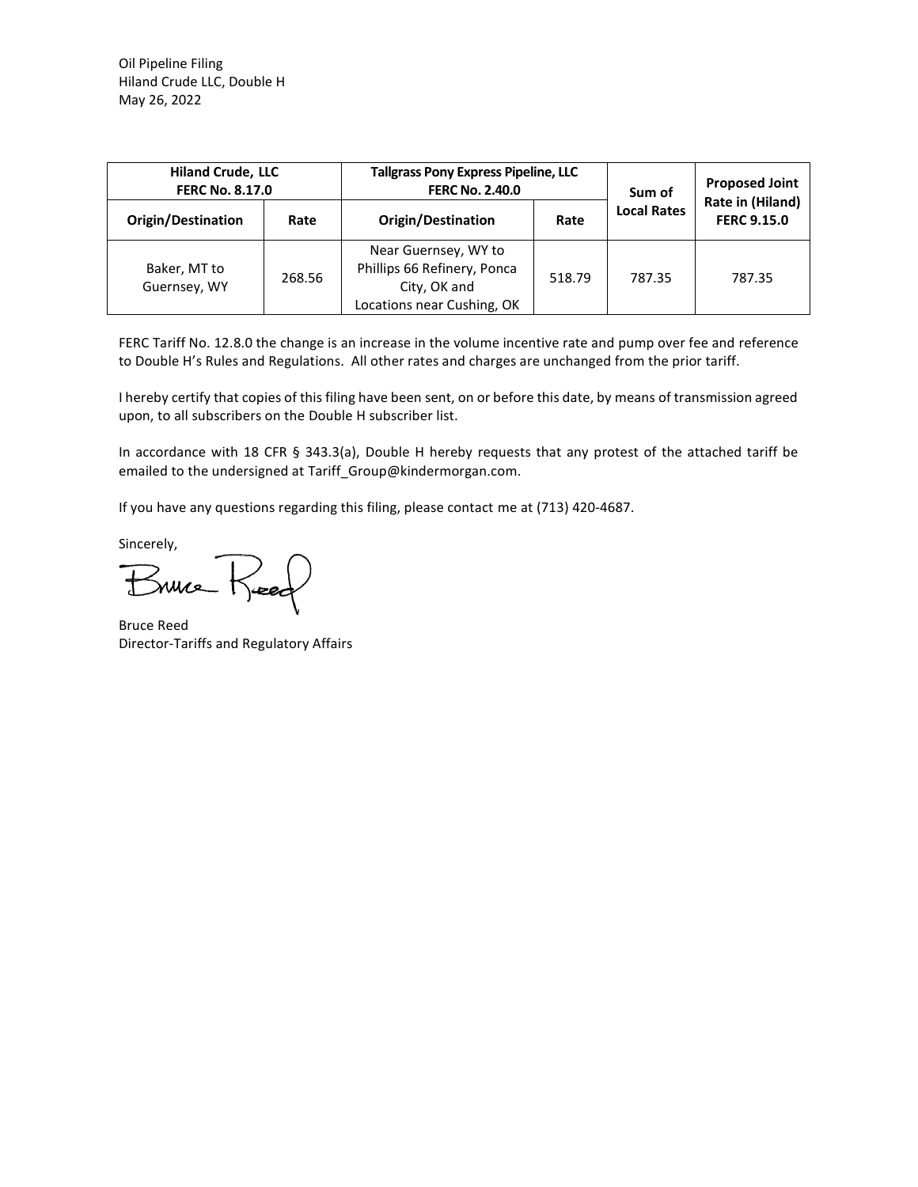Oil Pipeline Filing
Hiland Crude LLC, Double H
May 26, 2022

| **Hiland Crude, LLC FERC No. 8.17.0** | | **Tallgrass Pony Express Pipeline, LLC FERC No. 2.40.0** | | **Sum of Local Rates** | **Proposed Joint Rate in (Hiland) FERC 9.15.0** |
|---|---|---|---|---|---|
| **Origin/Destination** | **Rate** | **Origin/Destination** | **Rate** | | |
| Baker, MT to Guernsey, WY | 268.56 | Near Guernsey, WY to Phillips 66 Refinery, Ponca City, OK and Locations near Cushing, OK | 518.79 | 787.35 | 787.35 |

FERC Tariff No. 12.8.0 the change is an increase in the volume incentive rate and pump over fee and reference to Double H's Rules and Regulations. All other rates and charges are unchanged from the prior tariff.

I hereby certify that copies of this filing have been sent, on or before this date, by means of transmission agreed upon, to all subscribers on the Double H subscriber list.

In accordance with 18 CFR § 343.3(a), Double H hereby requests that any protest of the attached tariff be emailed to the undersigned at Tariff_Group@kindermorgan.com.

If you have any questions regarding this filing, please contact me at (713) 420-4687.

Sincerely,

Bruce Reed

Bruce Reed
Director-Tariffs and Regulatory Affairs